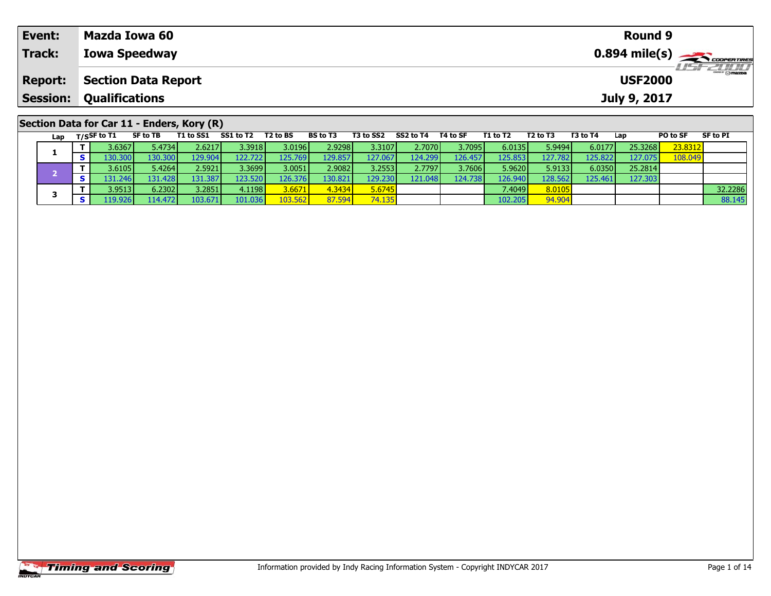| Event: | Mazda Iowa 60 | Round 9 |
|---|---|---|
| Track: | Iowa Speedway | 0.894 mile(s) |
| Report: | Section Data Report | USF2000 |
| Session: | Qualifications | July 9, 2017 |

## Section Data for Car 11 - Enders, Kory (R)

| Lap | T/S | SF to T1 | SF to TB | T1 to SS1 | SS1 to T2 | T2 to BS | BS to T3 | T3 to SS2 | SS2 to T4 | T4 to SF | T1 to T2 | T2 to T3 | T3 to T4 | Lap | PO to SF | SF to PI |
|---|---|---|---|---|---|---|---|---|---|---|---|---|---|---|---|---|
| 1 | T | 3.6367 | 5.4734 | 2.6217 | 3.3918 | 3.0196 | 2.9298 | 3.3107 | 2.7070 | 3.7095 | 6.0135 | 5.9494 | 6.0177 | 25.3268 | 23.8312 | |
| | S | 130.300 | 130.300 | 129.904 | 122.722 | 125.769 | 129.857 | 127.067 | 124.299 | 126.457 | 125.853 | 127.782 | 125.822 | 127.075 | 108.049 | |
| 2 | T | 3.6105 | 5.4264 | 2.5921 | 3.3699 | 3.0051 | 2.9082 | 3.2553 | 2.7797 | 3.7606 | 5.9620 | 5.9133 | 6.0350 | 25.2814 | | |
| | S | 131.246 | 131.428 | 131.387 | 123.520 | 126.376 | 130.821 | 129.230 | 121.048 | 124.738 | 126.940 | 128.562 | 125.461 | 127.303 | | |
| 3 | T | 3.9513 | 6.2302 | 3.2851 | 4.1198 | 3.6671 | 4.3434 | 5.6745 | | | 7.4049 | 8.0105 | | | | 32.2286 |
| | S | 119.926 | 114.472 | 103.671 | 101.036 | 103.562 | 87.594 | 74.135 | | | 102.205 | 94.904 | | | | 88.145 |

Information provided by Indy Racing Information System - Copyright INDYCAR 2017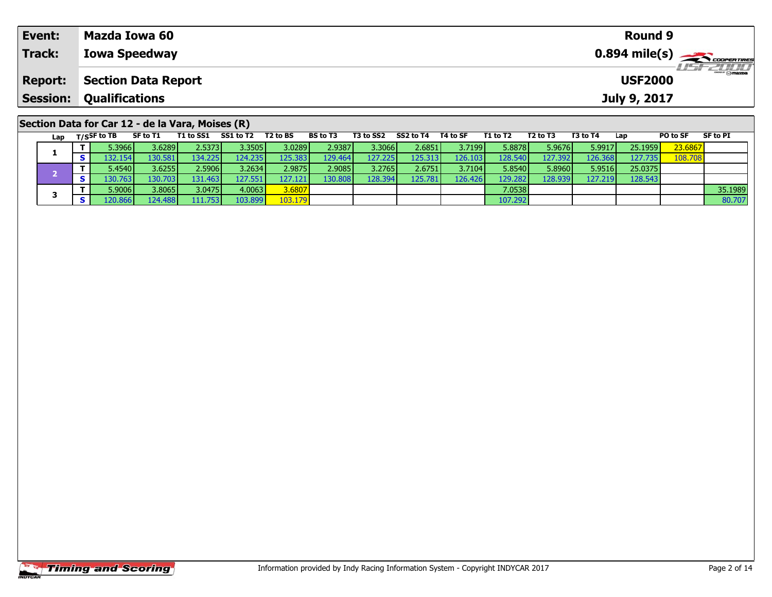| Event: | Mazda Iowa 60 | Round 9 |
|---|---|---|
| Track: | Iowa Speedway | 0.894 mile(s) |
| Report: | Section Data Report | USF2000 |
| Session: | Qualifications | July 9, 2017 |

## Section Data for Car 12 - de la Vara, Moises (R)

| Lap | T/S | SF to TB | SF to T1 | T1 to SS1 | SS1 to T2 | T2 to BS | BS to T3 | T3 to SS2 | SS2 to T4 | T4 to SF | T1 to T2 | T2 to T3 | T3 to T4 | Lap | PO to SF | SF to PI |
|---|---|---|---|---|---|---|---|---|---|---|---|---|---|---|---|---|
| 1 | T | 5.3966 | 3.6289 | 2.5373 | 3.3505 | 3.0289 | 2.9387 | 3.3066 | 2.6851 | 3.7199 | 5.8878 | 5.9676 | 5.9917 | 25.1959 | 23.6867 | |
| | S | 132.154 | 130.581 | 134.225 | 124.235 | 125.383 | 129.464 | 127.225 | 125.313 | 126.103 | 128.540 | 127.392 | 126.368 | 127.735 | 108.708 | |
| 2 | T | 5.4540 | 3.6255 | 2.5906 | 3.2634 | 2.9875 | 2.9085 | 3.2765 | 2.6751 | 3.7104 | 5.8540 | 5.8960 | 5.9516 | 25.0375 | | |
| | S | 130.763 | 130.703 | 131.463 | 127.551 | 127.121 | 130.808 | 128.394 | 125.781 | 126.426 | 129.282 | 128.939 | 127.219 | 128.543 | | |
| 3 | T | 5.9006 | 3.8065 | 3.0475 | 4.0063 | 3.6807 | | | | | 7.0538 | | | | | 35.1989 |
| | S | 120.866 | 124.488 | 111.753 | 103.899 | 103.179 | | | | | 107.292 | | | | | 80.707 |

Information provided by Indy Racing Information System - Copyright INDYCAR 2017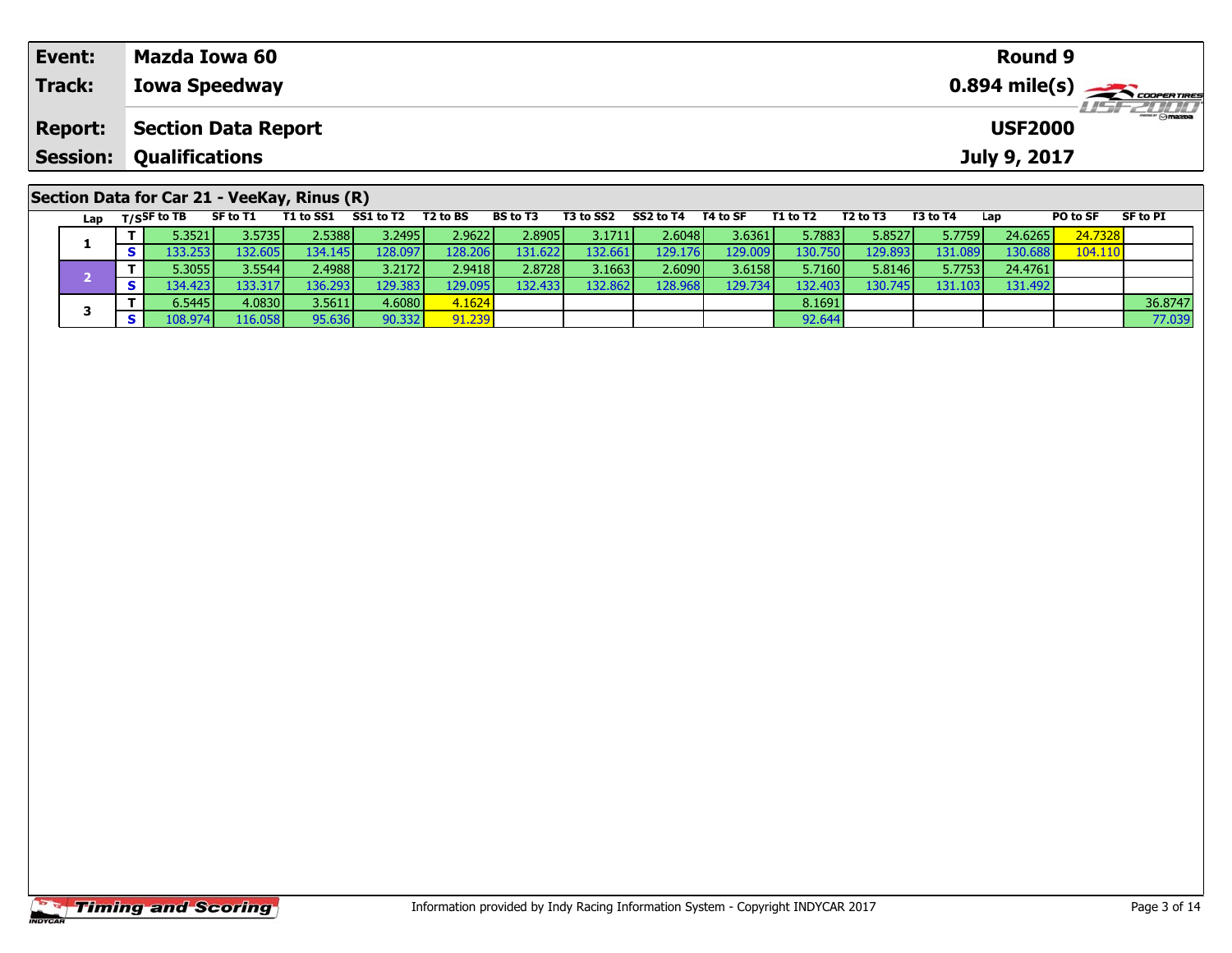| Event: | Mazda Iowa 60 | Round 9 |
|---|---|---|
| Track: | Iowa Speedway | 0.894 mile(s) |
| Report: | Section Data Report | USF2000 |
| Session: | Qualifications | July 9, 2017 |

## Section Data for Car 21 - VeeKay, Rinus (R)

| Lap | T/S | SF to TB | SF to T1 | T1 to SS1 | SS1 to T2 | T2 to BS | BS to T3 | T3 to SS2 | SS2 to T4 | T4 to SF | T1 to T2 | T2 to T3 | T3 to T4 | Lap | PO to SF | SF to PI |
|---|---|---|---|---|---|---|---|---|---|---|---|---|---|---|---|---|
| 1 | T | 5.3521 | 3.5735 | 2.5388 | 3.2495 | 2.9622 | 2.8905 | 3.1711 | 2.6048 | 3.6361 | 5.7883 | 5.8527 | 5.7759 | 24.6265 | 24.7328 | |
| | S | 133.253 | 132.605 | 134.145 | 128.097 | 128.206 | 131.622 | 132.661 | 129.176 | 129.009 | 130.750 | 129.893 | 131.089 | 130.688 | 104.110 | |
| 2 | T | 5.3055 | 3.5544 | 2.4988 | 3.2172 | 2.9418 | 2.8728 | 3.1663 | 2.6090 | 3.6158 | 5.7160 | 5.8146 | 5.7753 | 24.4761 | | |
| | S | 134.423 | 133.317 | 136.293 | 129.383 | 129.095 | 132.433 | 132.862 | 128.968 | 129.734 | 132.403 | 130.745 | 131.103 | 131.492 | | |
| 3 | T | 6.5445 | 4.0830 | 3.5611 | 4.6080 | 4.1624 | | | | | 8.1691 | | | | | 36.8747 |
| | S | 108.974 | 116.058 | 95.636 | 90.332 | 91.239 | | | | | 92.644 | | | | | 77.039 |

Information provided by Indy Racing Information System - Copyright INDYCAR 2017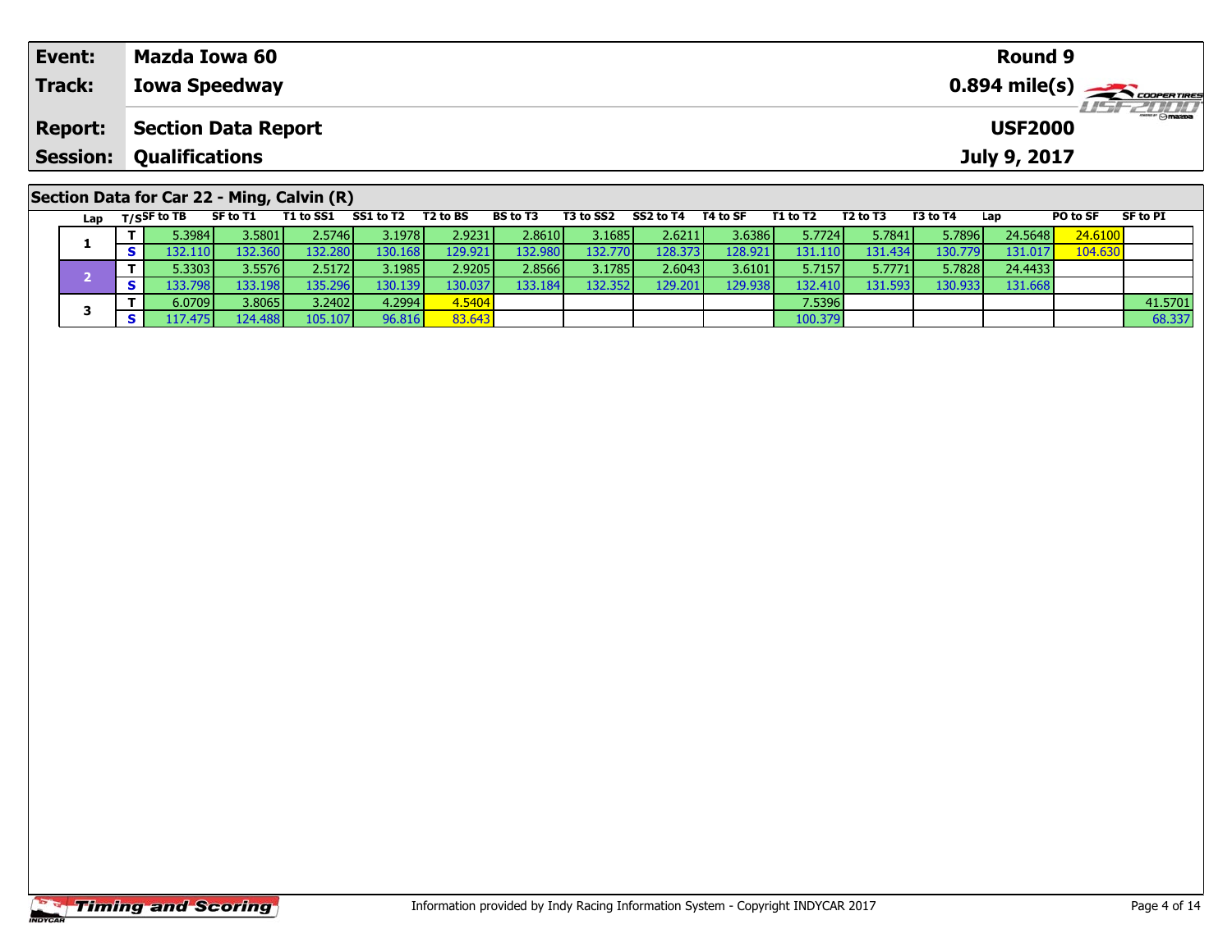| Event: | Mazda Iowa 60 | Round 9 |
|---|---|---|
| Track: | Iowa Speedway | 0.894 mile(s) |
| Report: | Section Data Report | USF2000 |
| Session: | Qualifications | July 9, 2017 |

## Section Data for Car 22 - Ming, Calvin (R)

| Lap | T/S | SF to TB | SF to T1 | T1 to SS1 | SS1 to T2 | T2 to BS | BS to T3 | T3 to SS2 | SS2 to T4 | T4 to SF | T1 to T2 | T2 to T3 | T3 to T4 | Lap | PO to SF | SF to PI |
|---|---|---|---|---|---|---|---|---|---|---|---|---|---|---|---|---|
| 1 | T | 5.3984 | 3.5801 | 2.5746 | 3.1978 | 2.9231 | 2.8610 | 3.1685 | 2.6211 | 3.6386 | 5.7724 | 5.7841 | 5.7896 | 24.5648 | 24.6100 | |
| | S | 132.110 | 132.360 | 132.280 | 130.168 | 129.921 | 132.980 | 132.770 | 128.373 | 128.921 | 131.110 | 131.434 | 130.779 | 131.017 | 104.630 | |
| 2 | T | 5.3303 | 3.5576 | 2.5172 | 3.1985 | 2.9205 | 2.8566 | 3.1785 | 2.6043 | 3.6101 | 5.7157 | 5.7771 | 5.7828 | 24.4433 | | |
| | S | 133.798 | 133.198 | 135.296 | 130.139 | 130.037 | 133.184 | 132.352 | 129.201 | 129.938 | 132.410 | 131.593 | 130.933 | 131.668 | | |
| 3 | T | 6.0709 | 3.8065 | 3.2402 | 4.2994 | 4.5404 | | | | | 7.5396 | | | | | 41.5701 |
| | S | 117.475 | 124.488 | 105.107 | 96.816 | 83.643 | | | | | 100.379 | | | | | 68.337 |

Information provided by Indy Racing Information System - Copyright INDYCAR 2017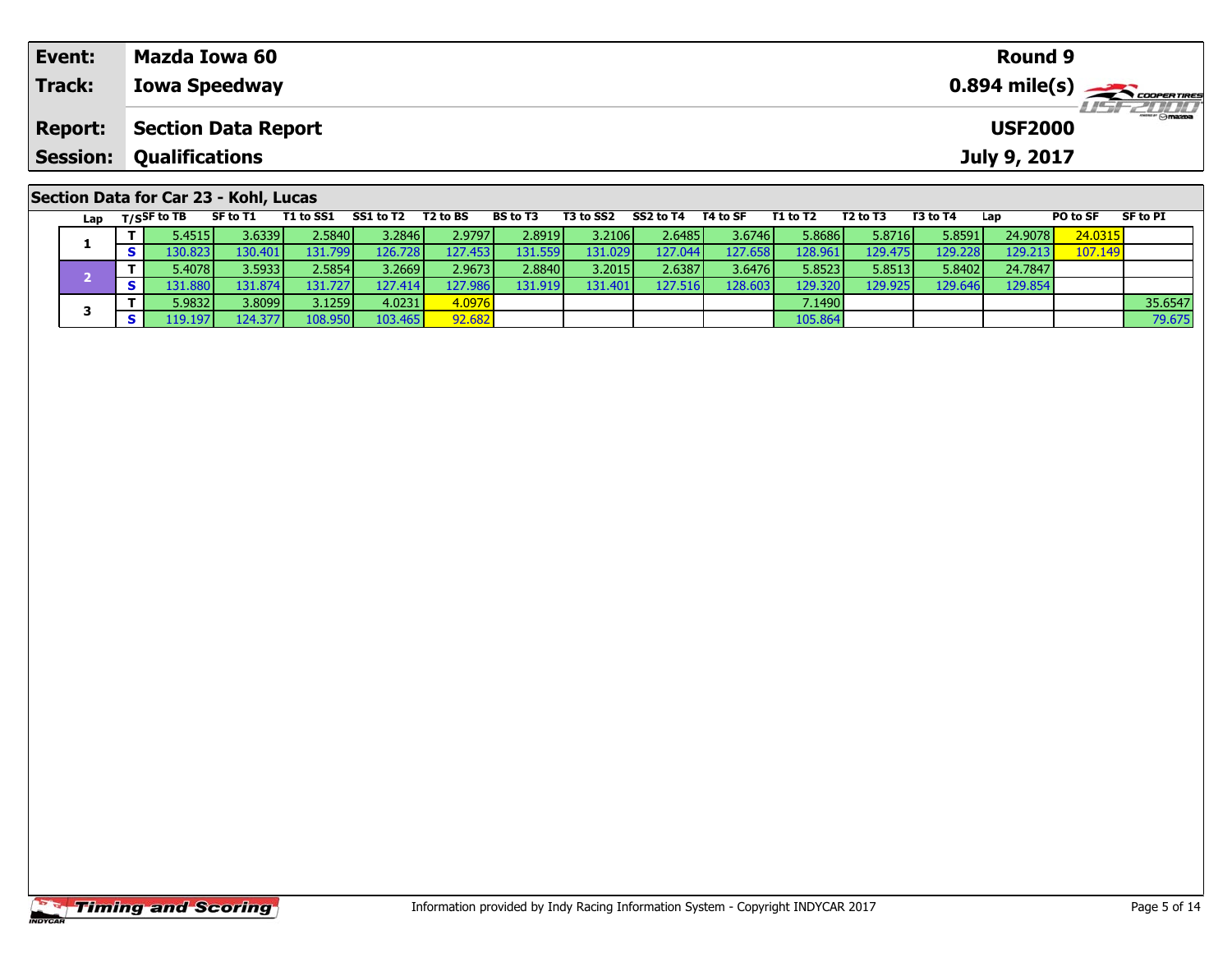| Event: | Mazda Iowa 60 | Round 9 |
|---|---|---|
| Track: | Iowa Speedway | 0.894 mile(s) |
| Report: | Section Data Report | USF2000 |
| Session: | Qualifications | July 9, 2017 |

## Section Data for Car 23 - Kohl, Lucas

| Lap | T/S | SF to TB | SF to T1 | T1 to SS1 | SS1 to T2 | T2 to BS | BS to T3 | T3 to SS2 | SS2 to T4 | T4 to SF | T1 to T2 | T2 to T3 | T3 to T4 | Lap | PO to SF | SF to PI |
|---|---|---|---|---|---|---|---|---|---|---|---|---|---|---|---|---|
| 1 | T | 5.4515 | 3.6339 | 2.5840 | 3.2846 | 2.9797 | 2.8919 | 3.2106 | 2.6485 | 3.6746 | 5.8686 | 5.8716 | 5.8591 | 24.9078 | 24.0315 | |
| | S | 130.823 | 130.401 | 131.799 | 126.728 | 127.453 | 131.559 | 131.029 | 127.044 | 127.658 | 128.961 | 129.475 | 129.228 | 129.213 | 107.149 | |
| 2 | T | 5.4078 | 3.5933 | 2.5854 | 3.2669 | 2.9673 | 2.8840 | 3.2015 | 2.6387 | 3.6476 | 5.8523 | 5.8513 | 5.8402 | 24.7847 | | |
| | S | 131.880 | 131.874 | 131.727 | 127.414 | 127.986 | 131.919 | 131.401 | 127.516 | 128.603 | 129.320 | 129.925 | 129.646 | 129.854 | | |
| 3 | T | 5.9832 | 3.8099 | 3.1259 | 4.0231 | 4.0976 | | | | | 7.1490 | | | | | 35.6547 |
| | S | 119.197 | 124.377 | 108.950 | 103.465 | 92.682 | | | | | 105.864 | | | | | 79.675 |

Information provided by Indy Racing Information System - Copyright INDYCAR 2017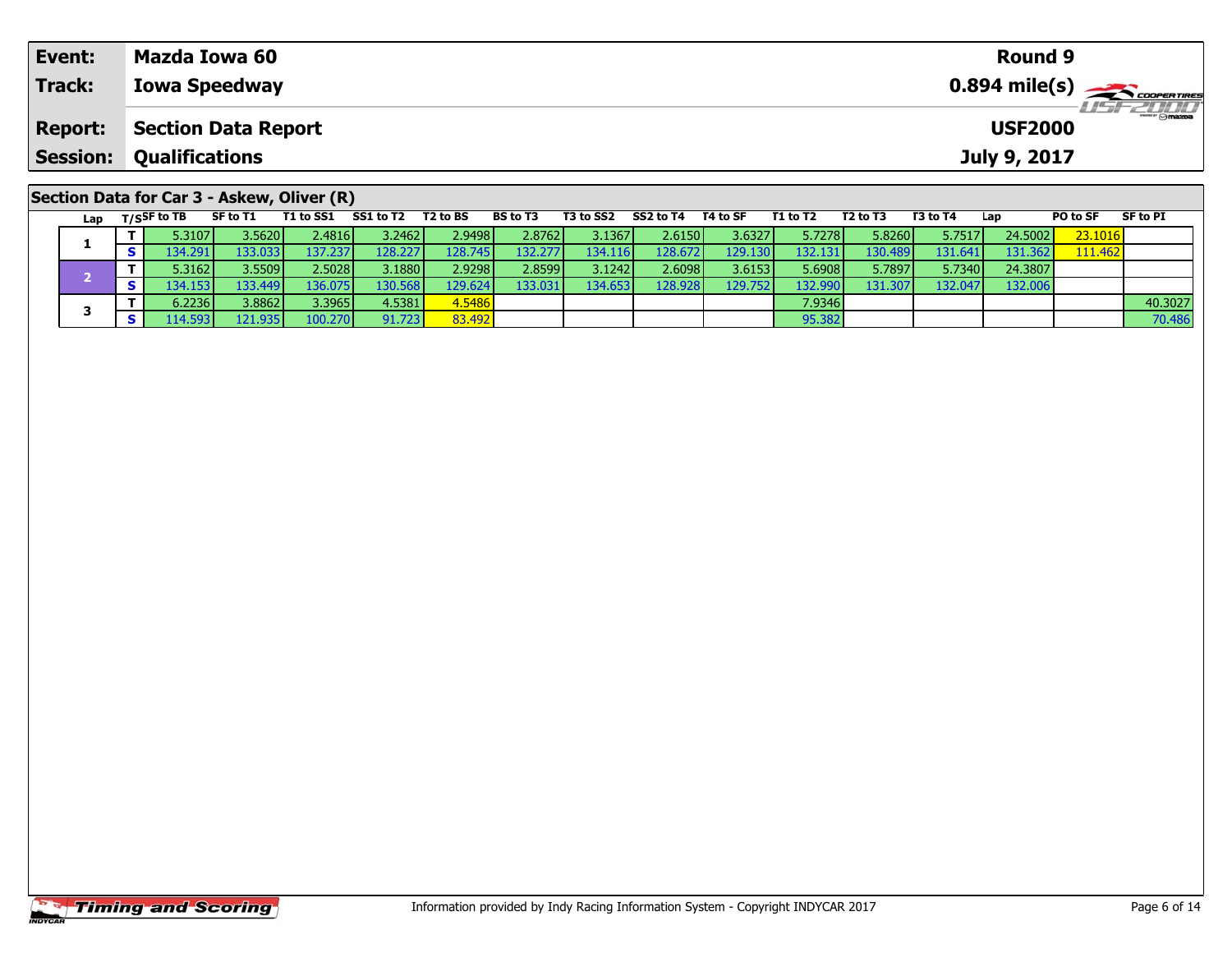| **Event:** | **Mazda Iowa 60** | **Round 9** |
|---|---|---|
| **Track:** | **Iowa Speedway** | **0.894 mile(s)** |
| **Report:** | **Section Data Report** | **USF2000** |
| **Session:** | **Qualifications** | **July 9, 2017** |

## Section Data for Car 3 - Askew, Oliver (R)

| Lap | T/S | SF to TB | SF to T1 | T1 to SS1 | SS1 to T2 | T2 to BS | BS to T3 | T3 to SS2 | SS2 to T4 | T4 to SF | T1 to T2 | T2 to T3 | T3 to T4 | Lap | PO to SF | SF to PI |
|---|---|---|---|---|---|---|---|---|---|---|---|---|---|---|---|---|
| 1 | T | 5.3107 | 3.5620 | 2.4816 | 3.2462 | 2.9498 | 2.8762 | 3.1367 | 2.6150 | 3.6327 | 5.7278 | 5.8260 | 5.7517 | 24.5002 | 23.1016 | |
| | S | 134.291 | 133.033 | 137.237 | 128.227 | 128.745 | 132.277 | 134.116 | 128.672 | 129.130 | 132.131 | 130.489 | 131.641 | 131.362 | 111.462 | |
| 2 | T | 5.3162 | 3.5509 | 2.5028 | 3.1880 | 2.9298 | 2.8599 | 3.1242 | 2.6098 | 3.6153 | 5.6908 | 5.7897 | 5.7340 | 24.3807 | | |
| | S | 134.153 | 133.449 | 136.075 | 130.568 | 129.624 | 133.031 | 134.653 | 128.928 | 129.752 | 132.990 | 131.307 | 132.047 | 132.006 | | |
| 3 | T | 6.2236 | 3.8862 | 3.3965 | 4.5381 | 4.5486 | | | | | 7.9346 | | | | | 40.3027 |
| | S | 114.593 | 121.935 | 100.270 | 91.723 | 83.492 | | | | | 95.382 | | | | | 70.486 |

Information provided by Indy Racing Information System - Copyright INDYCAR 2017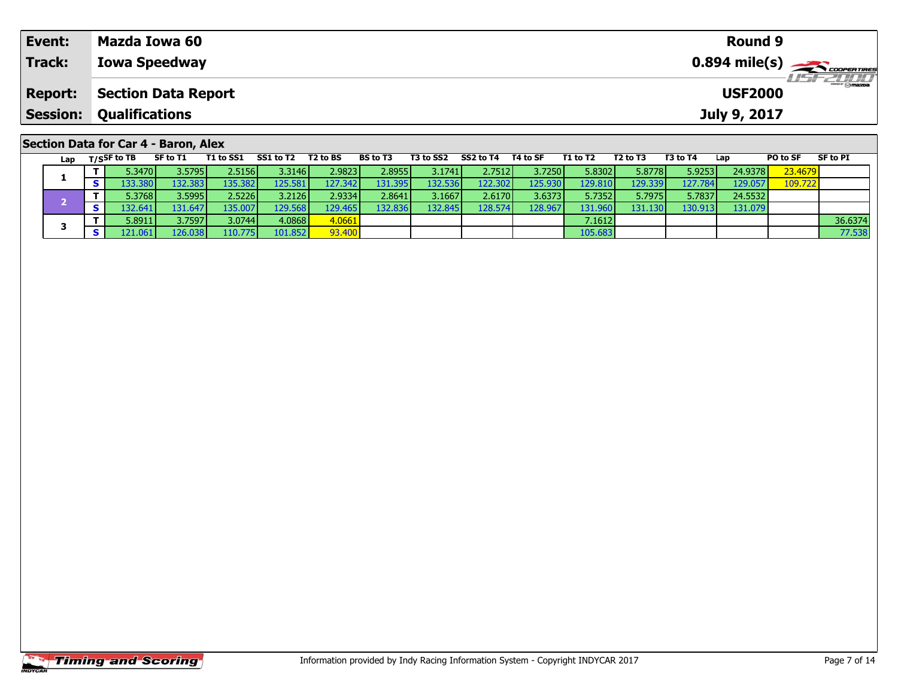| Event: | Mazda Iowa 60 | Round 9 |
|---|---|---|
| Track: | Iowa Speedway | 0.894 mile(s) |
| Report: | Section Data Report | USF2000 |
| Session: | Qualifications | July 9, 2017 |

## Section Data for Car 4 - Baron, Alex

| Lap | T/S | SF to TB | SF to T1 | T1 to SS1 | SS1 to T2 | T2 to BS | BS to T3 | T3 to SS2 | SS2 to T4 | T4 to SF | T1 to T2 | T2 to T3 | T3 to T4 | Lap | PO to SF | SF to PI |
|---|---|---|---|---|---|---|---|---|---|---|---|---|---|---|---|---|
| 1 | T | 5.3470 | 3.5795 | 2.5156 | 3.3146 | 2.9823 | 2.8955 | 3.1741 | 2.7512 | 3.7250 | 5.8302 | 5.8778 | 5.9253 | 24.9378 | 23.4679 | |
| | S | 133.380 | 132.383 | 135.382 | 125.581 | 127.342 | 131.395 | 132.536 | 122.302 | 125.930 | 129.810 | 129.339 | 127.784 | 129.057 | 109.722 | |
| 2 | T | 5.3768 | 3.5995 | 2.5226 | 3.2126 | 2.9334 | 2.8641 | 3.1667 | 2.6170 | 3.6373 | 5.7352 | 5.7975 | 5.7837 | 24.5532 | | |
| | S | 132.641 | 131.647 | 135.007 | 129.568 | 129.465 | 132.836 | 132.845 | 128.574 | 128.967 | 131.960 | 131.130 | 130.913 | 131.079 | | |
| 3 | T | 5.8911 | 3.7597 | 3.0744 | 4.0868 | 4.0661 | | | | | 7.1612 | | | | | 36.6374 |
| | S | 121.061 | 126.038 | 110.775 | 101.852 | 93.400 | | | | | 105.683 | | | | | 77.538 |

Information provided by Indy Racing Information System - Copyright INDYCAR 2017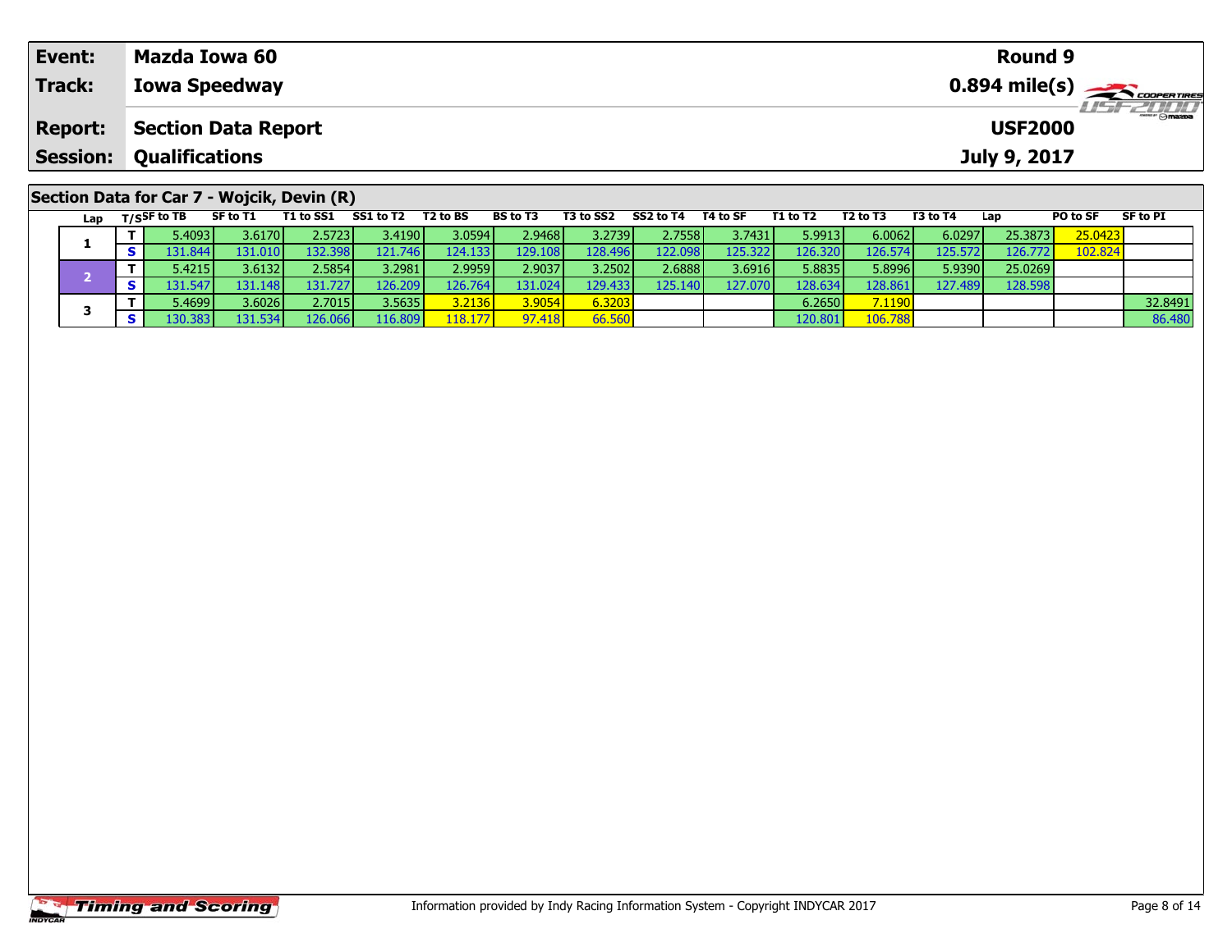| Event: | Mazda Iowa 60 | Round 9 |
|---|---|---|
| Track: | Iowa Speedway | 0.894 mile(s) |
| Report: | Section Data Report | USF2000 |
| Session: | Qualifications | July 9, 2017 |

## Section Data for Car 7 - Wojcik, Devin (R)

| Lap | T/S | SF to TB | SF to T1 | T1 to SS1 | SS1 to T2 | T2 to BS | BS to T3 | T3 to SS2 | SS2 to T4 | T4 to SF | T1 to T2 | T2 to T3 | T3 to T4 | Lap | PO to SF | SF to PI |
|---|---|---|---|---|---|---|---|---|---|---|---|---|---|---|---|---|
| 1 | T | 5.4093 | 3.6170 | 2.5723 | 3.4190 | 3.0594 | 2.9468 | 3.2739 | 2.7558 | 3.7431 | 5.9913 | 6.0062 | 6.0297 | 25.3873 | 25.0423 | |
| | S | 131.844 | 131.010 | 132.398 | 121.746 | 124.133 | 129.108 | 128.496 | 122.098 | 125.322 | 126.320 | 126.574 | 125.572 | 126.772 | 102.824 | |
| 2 | T | 5.4215 | 3.6132 | 2.5854 | 3.2981 | 2.9959 | 2.9037 | 3.2502 | 2.6888 | 3.6916 | 5.8835 | 5.8996 | 5.9390 | 25.0269 | | |
| | S | 131.547 | 131.148 | 131.727 | 126.209 | 126.764 | 131.024 | 129.433 | 125.140 | 127.070 | 128.634 | 128.861 | 127.489 | 128.598 | | |
| 3 | T | 5.4699 | 3.6026 | 2.7015 | 3.5635 | 3.2136 | 3.9054 | 6.3203 | | | 6.2650 | 7.1190 | | | | 32.8491 |
| | S | 130.383 | 131.534 | 126.066 | 116.809 | 118.177 | 97.418 | 66.560 | | | 120.801 | 106.788 | | | | 86.480 |

Information provided by Indy Racing Information System - Copyright INDYCAR 2017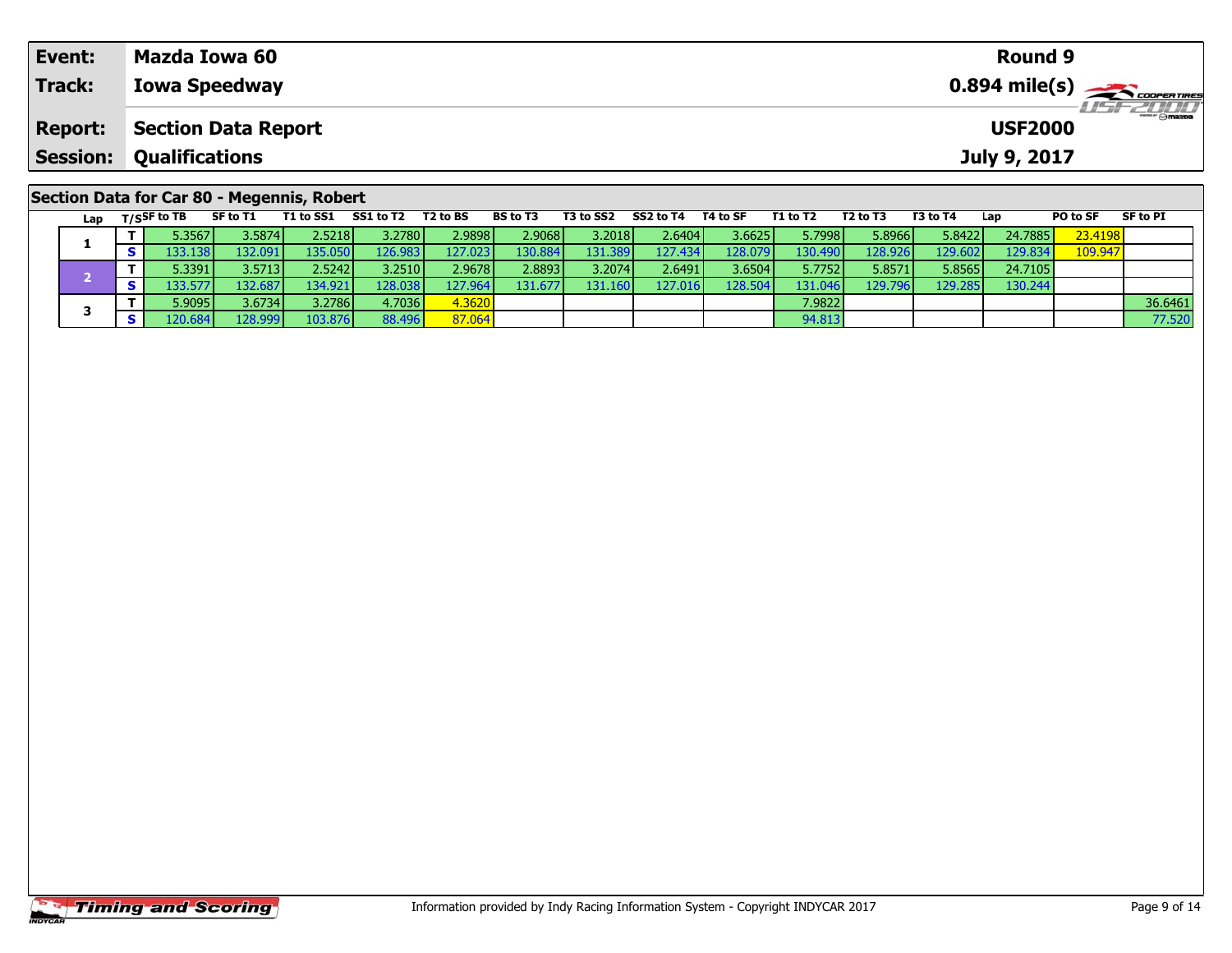| Event: | Mazda Iowa 60 | Round 9 |
|---|---|---|
| Track: | Iowa Speedway | 0.894 mile(s) |
| Report: | Section Data Report | USF2000 |
| Session: | Qualifications | July 9, 2017 |

## Section Data for Car 80 - Megennis, Robert

| Lap | T/S | SF to TB | SF to T1 | T1 to SS1 | SS1 to T2 | T2 to BS | BS to T3 | T3 to SS2 | SS2 to T4 | T4 to SF | T1 to T2 | T2 to T3 | T3 to T4 | Lap | PO to SF | SF to PI |
|---|---|---|---|---|---|---|---|---|---|---|---|---|---|---|---|---|
| 1 | T | 5.3567 | 3.5874 | 2.5218 | 3.2780 | 2.9898 | 2.9068 | 3.2018 | 2.6404 | 3.6625 | 5.7998 | 5.8966 | 5.8422 | 24.7885 | 23.4198 | |
| | S | 133.138 | 132.091 | 135.050 | 126.983 | 127.023 | 130.884 | 131.389 | 127.434 | 128.079 | 130.490 | 128.926 | 129.602 | 129.834 | 109.947 | |
| 2 | T | 5.3391 | 3.5713 | 2.5242 | 3.2510 | 2.9678 | 2.8893 | 3.2074 | 2.6491 | 3.6504 | 5.7752 | 5.8571 | 5.8565 | 24.7105 | | |
| | S | 133.577 | 132.687 | 134.921 | 128.038 | 127.964 | 131.677 | 131.160 | 127.016 | 128.504 | 131.046 | 129.796 | 129.285 | 130.244 | | |
| 3 | T | 5.9095 | 3.6734 | 3.2786 | 4.7036 | 4.3620 | | | | | 7.9822 | | | | | 36.6461 |
| | S | 120.684 | 128.999 | 103.876 | 88.496 | 87.064 | | | | | 94.813 | | | | | 77.520 |

Information provided by Indy Racing Information System - Copyright INDYCAR 2017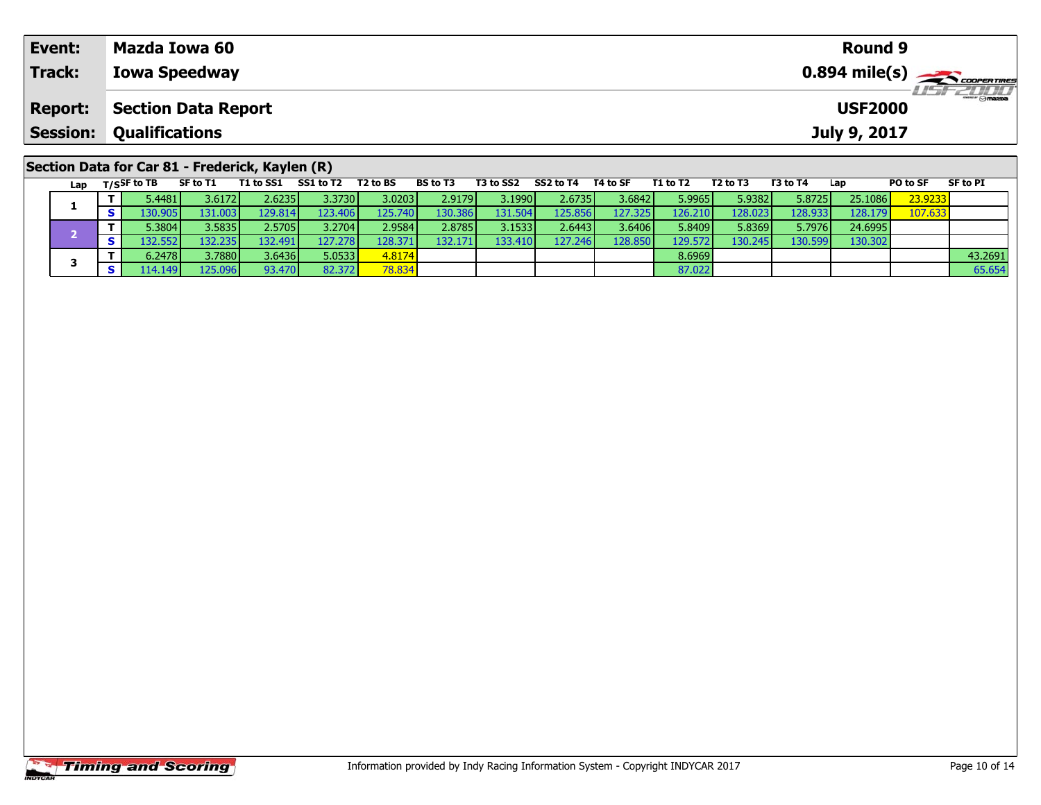| Event: | Mazda Iowa 60 | Round 9 |
|---|---|---|
| Track: | Iowa Speedway | 0.894 mile(s) |
| Report: | Section Data Report | USF2000 |
| Session: | Qualifications | July 9, 2017 |

## Section Data for Car 81 - Frederick, Kaylen (R)

| Lap | T/S | SF to TB | SF to T1 | T1 to SS1 | SS1 to T2 | T2 to BS | BS to T3 | T3 to SS2 | SS2 to T4 | T4 to SF | T1 to T2 | T2 to T3 | T3 to T4 | Lap | PO to SF | SF to PI |
|---|---|---|---|---|---|---|---|---|---|---|---|---|---|---|---|---|
| 1 | T | 5.4481 | 3.6172 | 2.6235 | 3.3730 | 3.0203 | 2.9179 | 3.1990 | 2.6735 | 3.6842 | 5.9965 | 5.9382 | 5.8725 | 25.1086 | 23.9233 | |
| | S | 130.905 | 131.003 | 129.814 | 123.406 | 125.740 | 130.386 | 131.504 | 125.856 | 127.325 | 126.210 | 128.023 | 128.933 | 128.179 | 107.633 | |
| 2 | T | 5.3804 | 3.5835 | 2.5705 | 3.2704 | 2.9584 | 2.8785 | 3.1533 | 2.6443 | 3.6406 | 5.8409 | 5.8369 | 5.7976 | 24.6995 | | |
| | S | 132.552 | 132.235 | 132.491 | 127.278 | 128.371 | 132.171 | 133.410 | 127.246 | 128.850 | 129.572 | 130.245 | 130.599 | 130.302 | | |
| 3 | T | 6.2478 | 3.7880 | 3.6436 | 5.0533 | 4.8174 | | | | | 8.6969 | | | | | 43.2691 |
| | S | 114.149 | 125.096 | 93.470 | 82.372 | 78.834 | | | | | 87.022 | | | | | 65.654 |

Information provided by Indy Racing Information System - Copyright INDYCAR 2017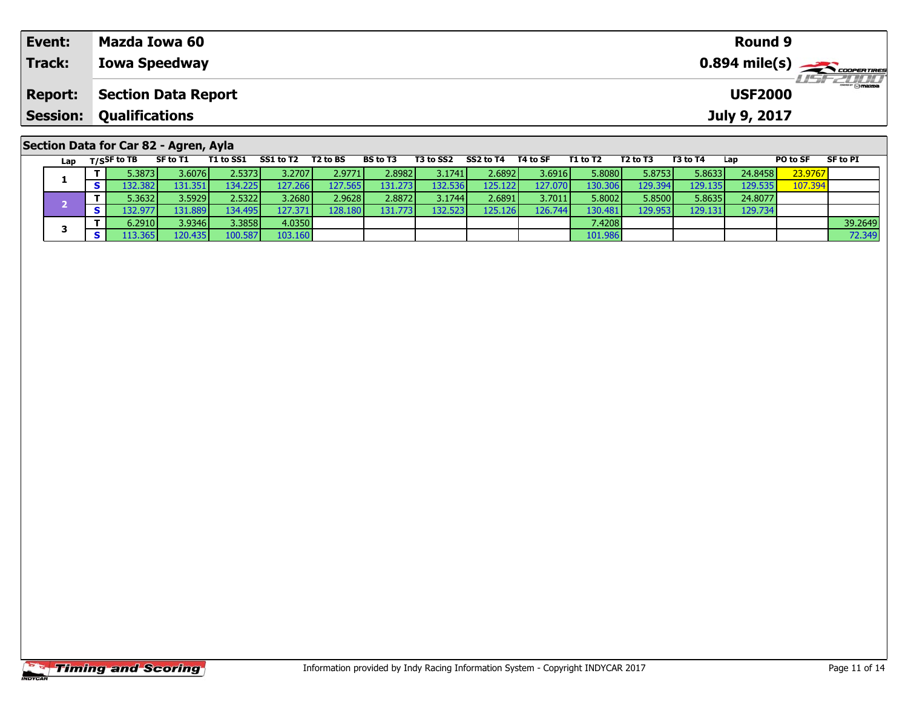| Event: | Mazda Iowa 60 | Round 9 |
|---|---|---|
| Track: | Iowa Speedway | 0.894 mile(s) |
| Report: | Section Data Report | USF2000 |
| Session: | Qualifications | July 9, 2017 |

## Section Data for Car 82 - Agren, Ayla

| Lap | T/S | SF to TB | SF to T1 | T1 to SS1 | SS1 to T2 | T2 to BS | BS to T3 | T3 to SS2 | SS2 to T4 | T4 to SF | T1 to T2 | T2 to T3 | T3 to T4 | Lap | PO to SF | SF to PI |
|---|---|---|---|---|---|---|---|---|---|---|---|---|---|---|---|---|
| 1 | T | 5.3873 | 3.6076 | 2.5373 | 3.2707 | 2.9771 | 2.8982 | 3.1741 | 2.6892 | 3.6916 | 5.8080 | 5.8753 | 5.8633 | 24.8458 | 23.9767 | |
| | S | 132.382 | 131.351 | 134.225 | 127.266 | 127.565 | 131.273 | 132.536 | 125.122 | 127.070 | 130.306 | 129.394 | 129.135 | 129.535 | 107.394 | |
| 2 | T | 5.3632 | 3.5929 | 2.5322 | 3.2680 | 2.9628 | 2.8872 | 3.1744 | 2.6891 | 3.7011 | 5.8002 | 5.8500 | 5.8635 | 24.8077 | | |
| | S | 132.977 | 131.889 | 134.495 | 127.371 | 128.180 | 131.773 | 132.523 | 125.126 | 126.744 | 130.481 | 129.953 | 129.131 | 129.734 | | |
| 3 | T | 6.2910 | 3.9346 | 3.3858 | 4.0350 | | | | | | 7.4208 | | | | | 39.2649 |
| | S | 113.365 | 120.435 | 100.587 | 103.160 | | | | | | 101.986 | | | | | 72.349 |

Information provided by Indy Racing Information System - Copyright INDYCAR 2017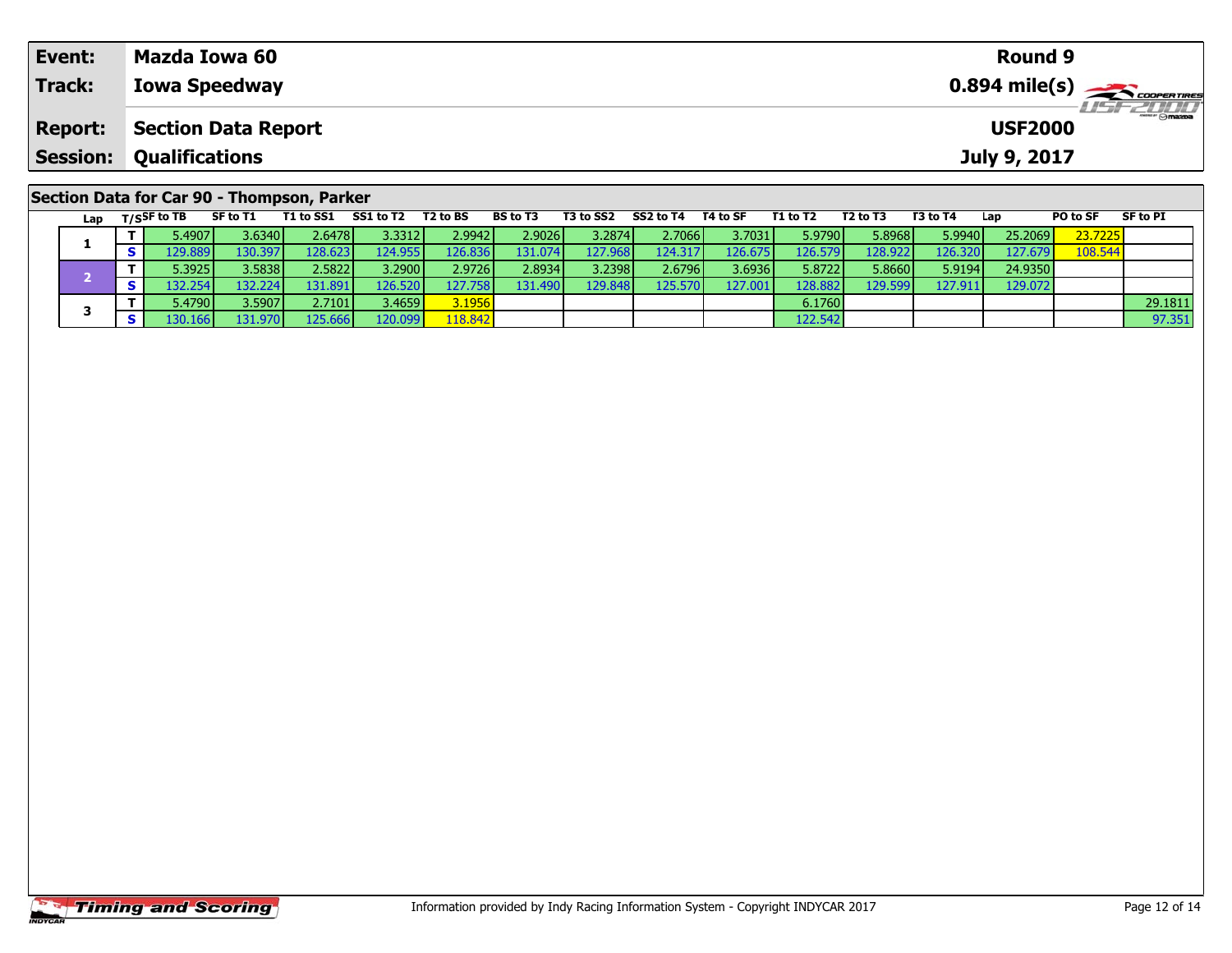| Event: | Mazda Iowa 60 | Round 9 |
|---|---|---|
| Track: | Iowa Speedway | 0.894 mile(s) |
| Report: | Section Data Report | USF2000 |
| Session: | Qualifications | July 9, 2017 |

## Section Data for Car 90 - Thompson, Parker

| Lap | T/S | SF to TB | SF to T1 | T1 to SS1 | SS1 to T2 | T2 to BS | BS to T3 | T3 to SS2 | SS2 to T4 | T4 to SF | T1 to T2 | T2 to T3 | T3 to T4 | Lap | PO to SF | SF to PI |
|---|---|---|---|---|---|---|---|---|---|---|---|---|---|---|---|---|
| 1 | T | 5.4907 | 3.6340 | 2.6478 | 3.3312 | 2.9942 | 2.9026 | 3.2874 | 2.7066 | 3.7031 | 5.9790 | 5.8968 | 5.9940 | 25.2069 | 23.7225 | |
| | S | 129.889 | 130.397 | 128.623 | 124.955 | 126.836 | 131.074 | 127.968 | 124.317 | 126.675 | 126.579 | 128.922 | 126.320 | 127.679 | 108.544 | |
| 2 | T | 5.3925 | 3.5838 | 2.5822 | 3.2900 | 2.9726 | 2.8934 | 3.2398 | 2.6796 | 3.6936 | 5.8722 | 5.8660 | 5.9194 | 24.9350 | | |
| | S | 132.254 | 132.224 | 131.891 | 126.520 | 127.758 | 131.490 | 129.848 | 125.570 | 127.001 | 128.882 | 129.599 | 127.911 | 129.072 | | |
| 3 | T | 5.4790 | 3.5907 | 2.7101 | 3.4659 | 3.1956 | | | | | 6.1760 | | | | | 29.1811 |
| | S | 130.166 | 131.970 | 125.666 | 120.099 | 118.842 | | | | | 122.542 | | | | | 97.351 |

Information provided by Indy Racing Information System - Copyright INDYCAR 2017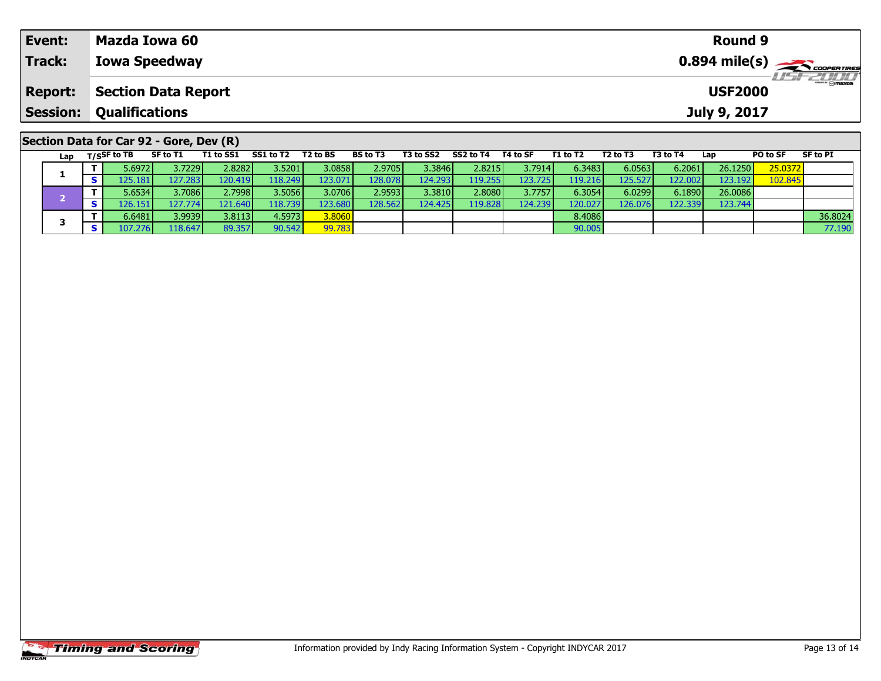| Event: | Mazda Iowa 60 | Round 9 |
|---|---|---|
| Track: | Iowa Speedway | 0.894 mile(s) |
| Report: | Section Data Report | USF2000 |
| Session: | Qualifications | July 9, 2017 |

## Section Data for Car 92 - Gore, Dev (R)

| Lap | T/S | SF to TB | SF to T1 | T1 to SS1 | SS1 to T2 | T2 to BS | BS to T3 | T3 to SS2 | SS2 to T4 | T4 to SF | T1 to T2 | T2 to T3 | T3 to T4 | Lap | PO to SF | SF to PI |
|---|---|---|---|---|---|---|---|---|---|---|---|---|---|---|---|---|
| 1 | T | 5.6972 | 3.7229 | 2.8282 | 3.5201 | 3.0858 | 2.9705 | 3.3846 | 2.8215 | 3.7914 | 6.3483 | 6.0563 | 6.2061 | 26.1250 | 25.0372 | |
| | S | 125.181 | 127.283 | 120.419 | 118.249 | 123.071 | 128.078 | 124.293 | 119.255 | 123.725 | 119.216 | 125.527 | 122.002 | 123.192 | 102.845 | |
| 2 | T | 5.6534 | 3.7086 | 2.7998 | 3.5056 | 3.0706 | 2.9593 | 3.3810 | 2.8080 | 3.7757 | 6.3054 | 6.0299 | 6.1890 | 26.0086 | | |
| | S | 126.151 | 127.774 | 121.640 | 118.739 | 123.680 | 128.562 | 124.425 | 119.828 | 124.239 | 120.027 | 126.076 | 122.339 | 123.744 | | |
| 3 | T | 6.6481 | 3.9939 | 3.8113 | 4.5973 | 3.8060 | | | | | 8.4086 | | | | | 36.8024 |
| | S | 107.276 | 118.647 | 89.357 | 90.542 | 99.783 | | | | | 90.005 | | | | | 77.190 |

Information provided by Indy Racing Information System - Copyright INDYCAR 2017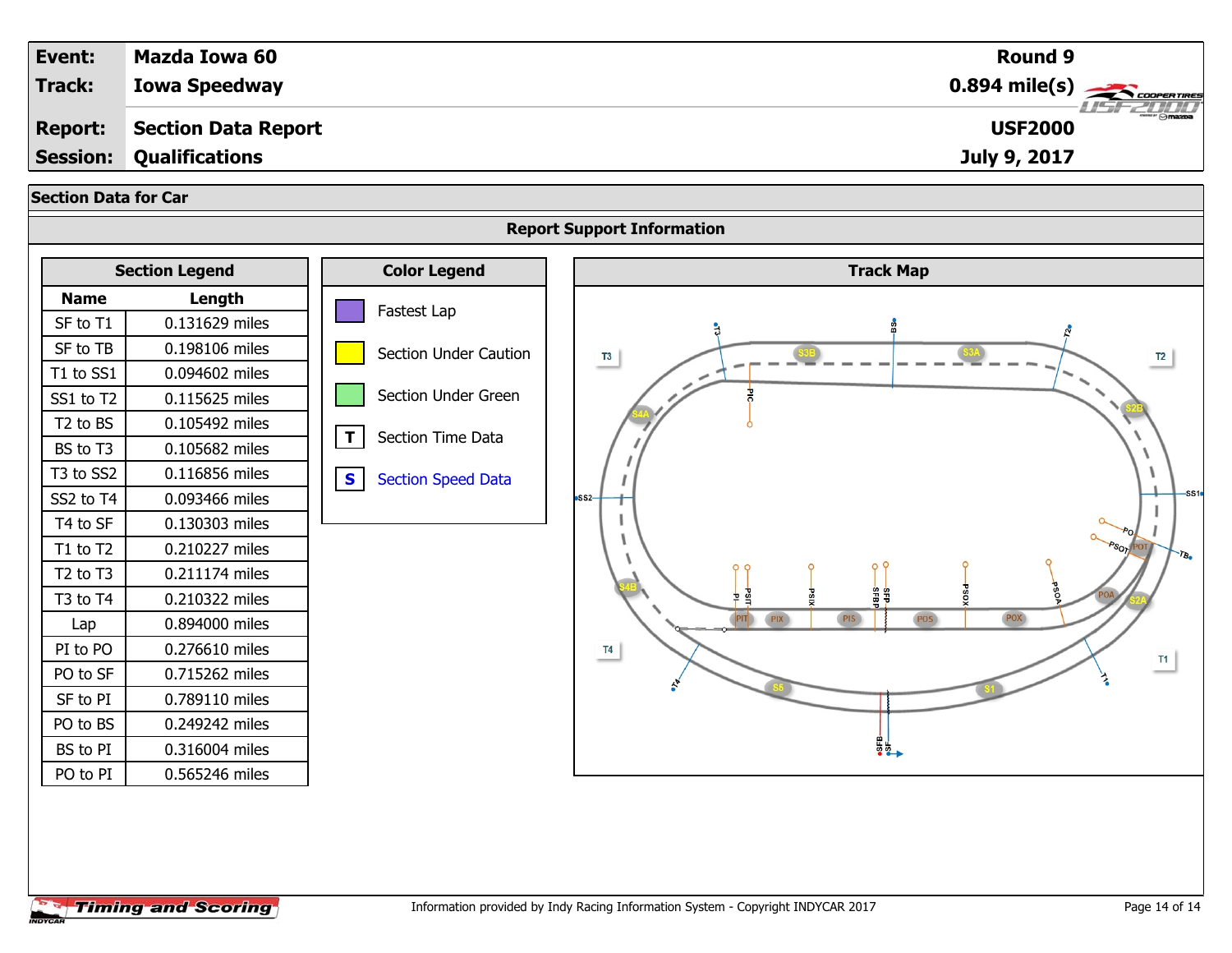| | | | |
|---|---|---|---|
| **Event:** | **Mazda Iowa 60** | **Round 9** | |
| **Track:** | **Iowa Speedway** | **0.894 mile(s)** | |
| **Report:** | **Section Data Report** | **USF2000** | |
| **Session:** | **Qualifications** | **July 9, 2017** | |

## Section Data for Car

### Report Support Information

#### Section Legend

| Name | Length |
|---|---|
| SF to T1 | 0.131629 miles |
| SF to TB | 0.198106 miles |
| T1 to SS1 | 0.094602 miles |
| SS1 to T2 | 0.115625 miles |
| T2 to BS | 0.105492 miles |
| BS to T3 | 0.105682 miles |
| T3 to SS2 | 0.116856 miles |
| SS2 to T4 | 0.093466 miles |
| T4 to SF | 0.130303 miles |
| T1 to T2 | 0.210227 miles |
| T2 to T3 | 0.211174 miles |
| T3 to T4 | 0.210322 miles |
| Lap | 0.894000 miles |
| PI to PO | 0.276610 miles |
| PO to SF | 0.715262 miles |
| SF to PI | 0.789110 miles |
| PO to BS | 0.249242 miles |
| BS to PI | 0.316004 miles |
| PO to PI | 0.565246 miles |

#### Color Legend

- Fastest Lap
- Section Under Caution
- Section Under Green
- **T** Section Time Data
- **S** Section Speed Data

#### Track Map

T3 BS T2 S3B S3A PIC S4A S2B SS2 SS1 PO PSOT POT TB S4B PI PSIT PSIX SFBP SFP PSOX PSOA POA S2A PIT PIX PIS POS POX T4 T1 T4 S5 S1 T1 SFB SF

Information provided by Indy Racing Information System - Copyright INDYCAR 2017